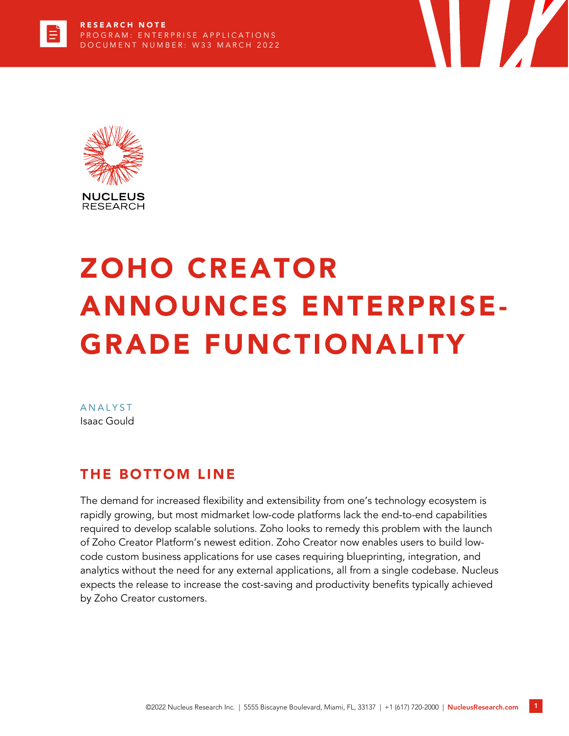RESEARCH NOTE
PROGRAM: ENTERPRISE APPLICATIONS
DOCUMENT NUMBER: W33 MARCH 2022

NUCLEUS RESEARCH

# ZOHO CREATOR ANNOUNCES ENTERPRISE-GRADE FUNCTIONALITY

ANALYST
Isaac Gould

## THE BOTTOM LINE

The demand for increased flexibility and extensibility from one's technology ecosystem is rapidly growing, but most midmarket low-code platforms lack the end-to-end capabilities required to develop scalable solutions. Zoho looks to remedy this problem with the launch of Zoho Creator Platform's newest edition. Zoho Creator now enables users to build low-code custom business applications for use cases requiring blueprinting, integration, and analytics without the need for any external applications, all from a single codebase. Nucleus expects the release to increase the cost-saving and productivity benefits typically achieved by Zoho Creator customers.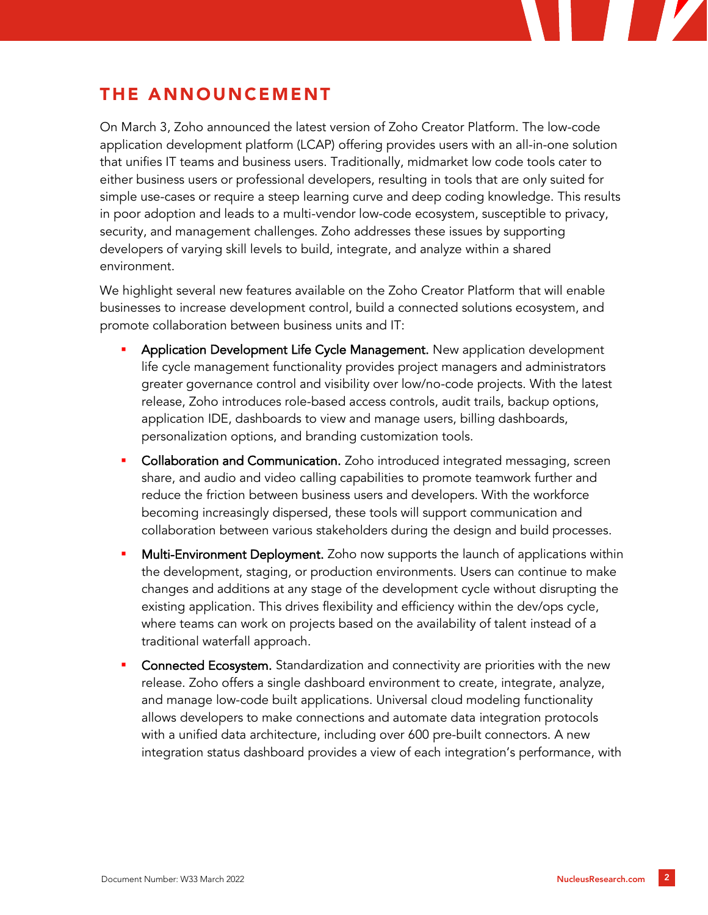## THE ANNOUNCEMENT

On March 3, Zoho announced the latest version of Zoho Creator Platform. The low-code application development platform (LCAP) offering provides users with an all-in-one solution that unifies IT teams and business users. Traditionally, midmarket low code tools cater to either business users or professional developers, resulting in tools that are only suited for simple use-cases or require a steep learning curve and deep coding knowledge. This results in poor adoption and leads to a multi-vendor low-code ecosystem, susceptible to privacy, security, and management challenges. Zoho addresses these issues by supporting developers of varying skill levels to build, integrate, and analyze within a shared environment.

We highlight several new features available on the Zoho Creator Platform that will enable businesses to increase development control, build a connected solutions ecosystem, and promote collaboration between business units and IT:

- Application Development Life Cycle Management. New application development life cycle management functionality provides project managers and administrators greater governance control and visibility over low/no-code projects. With the latest release, Zoho introduces role-based access controls, audit trails, backup options, application IDE, dashboards to view and manage users, billing dashboards, personalization options, and branding customization tools.
- Collaboration and Communication. Zoho introduced integrated messaging, screen share, and audio and video calling capabilities to promote teamwork further and reduce the friction between business users and developers. With the workforce becoming increasingly dispersed, these tools will support communication and collaboration between various stakeholders during the design and build processes.
- Multi-Environment Deployment. Zoho now supports the launch of applications within the development, staging, or production environments. Users can continue to make changes and additions at any stage of the development cycle without disrupting the existing application. This drives flexibility and efficiency within the dev/ops cycle, where teams can work on projects based on the availability of talent instead of a traditional waterfall approach.
- Connected Ecosystem. Standardization and connectivity are priorities with the new release. Zoho offers a single dashboard environment to create, integrate, analyze, and manage low-code built applications. Universal cloud modeling functionality allows developers to make connections and automate data integration protocols with a unified data architecture, including over 600 pre-built connectors. A new integration status dashboard provides a view of each integration's performance, with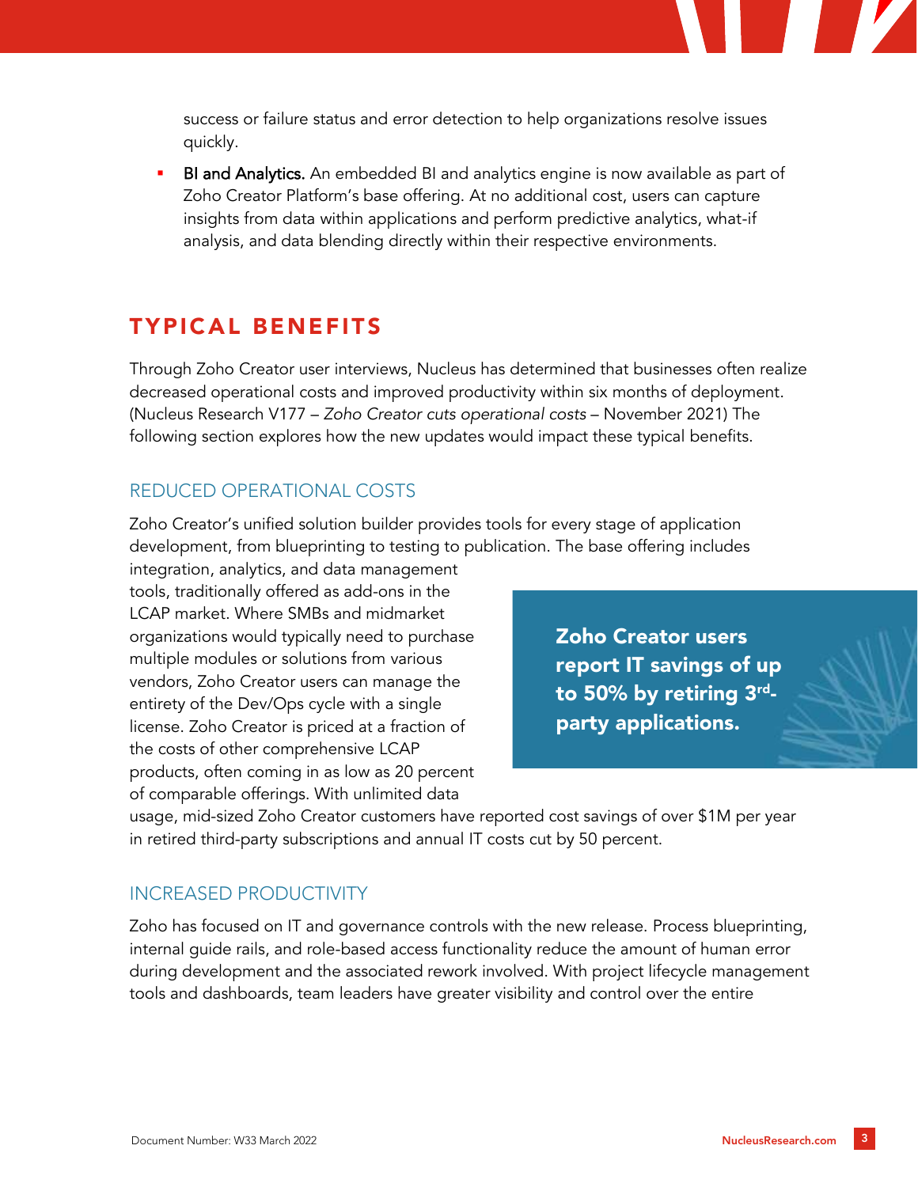success or failure status and error detection to help organizations resolve issues quickly.

- **BI and Analytics.** An embedded BI and analytics engine is now available as part of Zoho Creator Platform's base offering. At no additional cost, users can capture insights from data within applications and perform predictive analytics, what-if analysis, and data blending directly within their respective environments.

## TYPICAL BENEFITS

Through Zoho Creator user interviews, Nucleus has determined that businesses often realize decreased operational costs and improved productivity within six months of deployment. (Nucleus Research V177 – *Zoho Creator cuts operational costs* – November 2021) The following section explores how the new updates would impact these typical benefits.

### REDUCED OPERATIONAL COSTS

Zoho Creator's unified solution builder provides tools for every stage of application development, from blueprinting to testing to publication. The base offering includes integration, analytics, and data management tools, traditionally offered as add-ons in the LCAP market. Where SMBs and midmarket organizations would typically need to purchase multiple modules or solutions from various vendors, Zoho Creator users can manage the entirety of the Dev/Ops cycle with a single license. Zoho Creator is priced at a fraction of the costs of other comprehensive LCAP products, often coming in as low as 20 percent of comparable offerings. With unlimited data usage, mid-sized Zoho Creator customers have reported cost savings of over $1M per year in retired third-party subscriptions and annual IT costs cut by 50 percent.

> **Zoho Creator users report IT savings of up to 50% by retiring 3rd-party applications.**

### INCREASED PRODUCTIVITY

Zoho has focused on IT and governance controls with the new release. Process blueprinting, internal guide rails, and role-based access functionality reduce the amount of human error during development and the associated rework involved. With project lifecycle management tools and dashboards, team leaders have greater visibility and control over the entire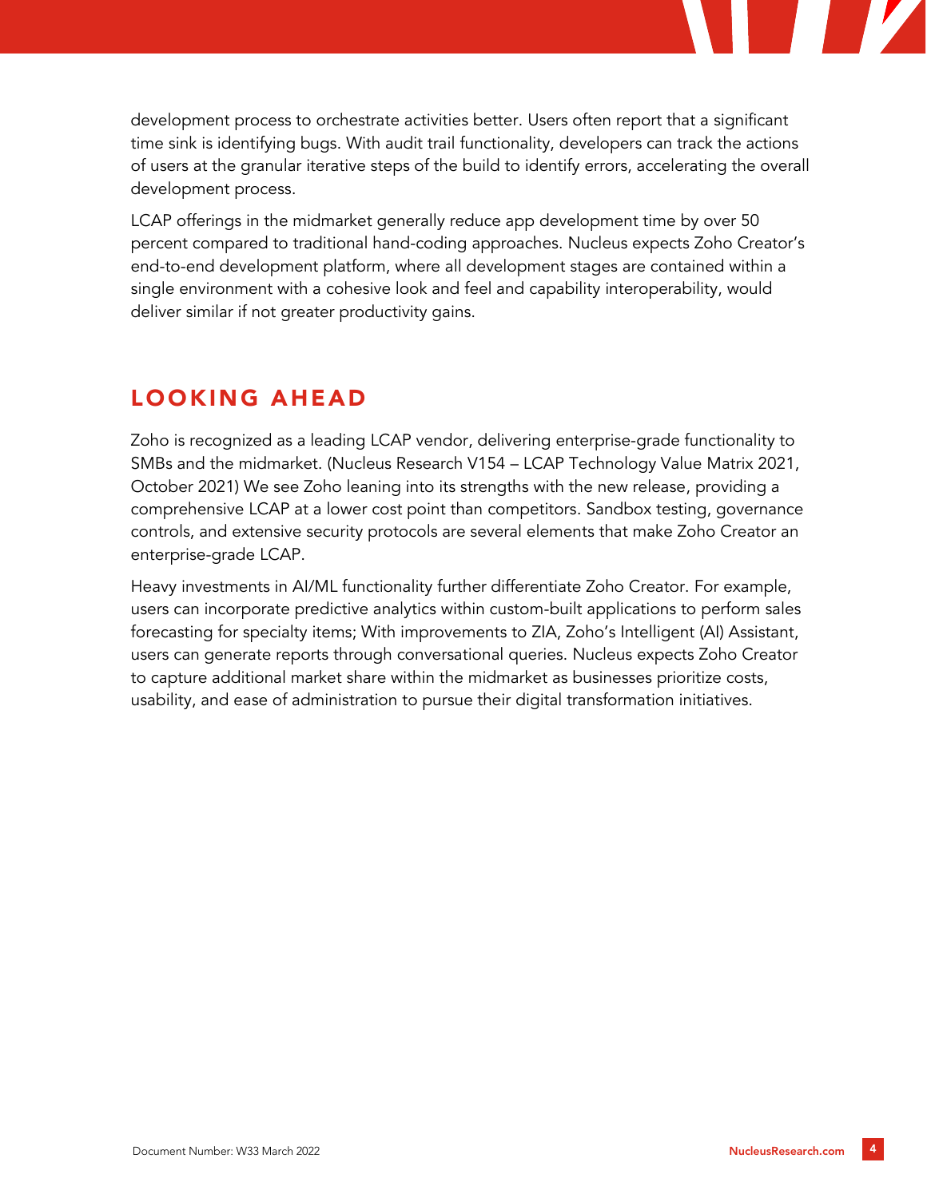development process to orchestrate activities better. Users often report that a significant time sink is identifying bugs. With audit trail functionality, developers can track the actions of users at the granular iterative steps of the build to identify errors, accelerating the overall development process.

LCAP offerings in the midmarket generally reduce app development time by over 50 percent compared to traditional hand-coding approaches. Nucleus expects Zoho Creator's end-to-end development platform, where all development stages are contained within a single environment with a cohesive look and feel and capability interoperability, would deliver similar if not greater productivity gains.

## LOOKING AHEAD

Zoho is recognized as a leading LCAP vendor, delivering enterprise-grade functionality to SMBs and the midmarket. (Nucleus Research V154 – LCAP Technology Value Matrix 2021, October 2021) We see Zoho leaning into its strengths with the new release, providing a comprehensive LCAP at a lower cost point than competitors. Sandbox testing, governance controls, and extensive security protocols are several elements that make Zoho Creator an enterprise-grade LCAP.

Heavy investments in AI/ML functionality further differentiate Zoho Creator. For example, users can incorporate predictive analytics within custom-built applications to perform sales forecasting for specialty items; With improvements to ZIA, Zoho's Intelligent (AI) Assistant, users can generate reports through conversational queries. Nucleus expects Zoho Creator to capture additional market share within the midmarket as businesses prioritize costs, usability, and ease of administration to pursue their digital transformation initiatives.